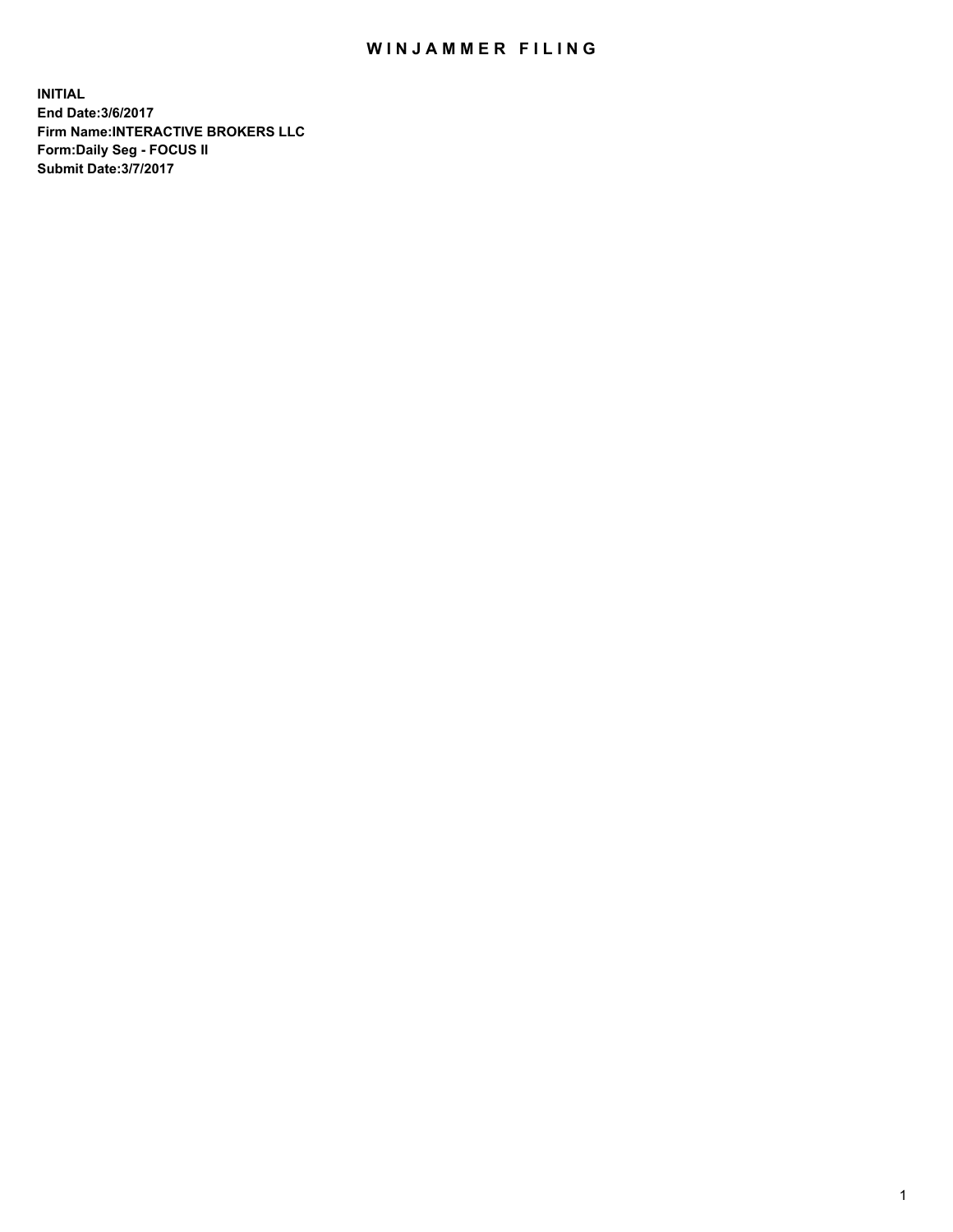# WINJAMMER FILING

**INITIAL**
**End Date:3/6/2017**
**Firm Name:INTERACTIVE BROKERS LLC**
**Form:Daily Seg - FOCUS II**
**Submit Date:3/7/2017**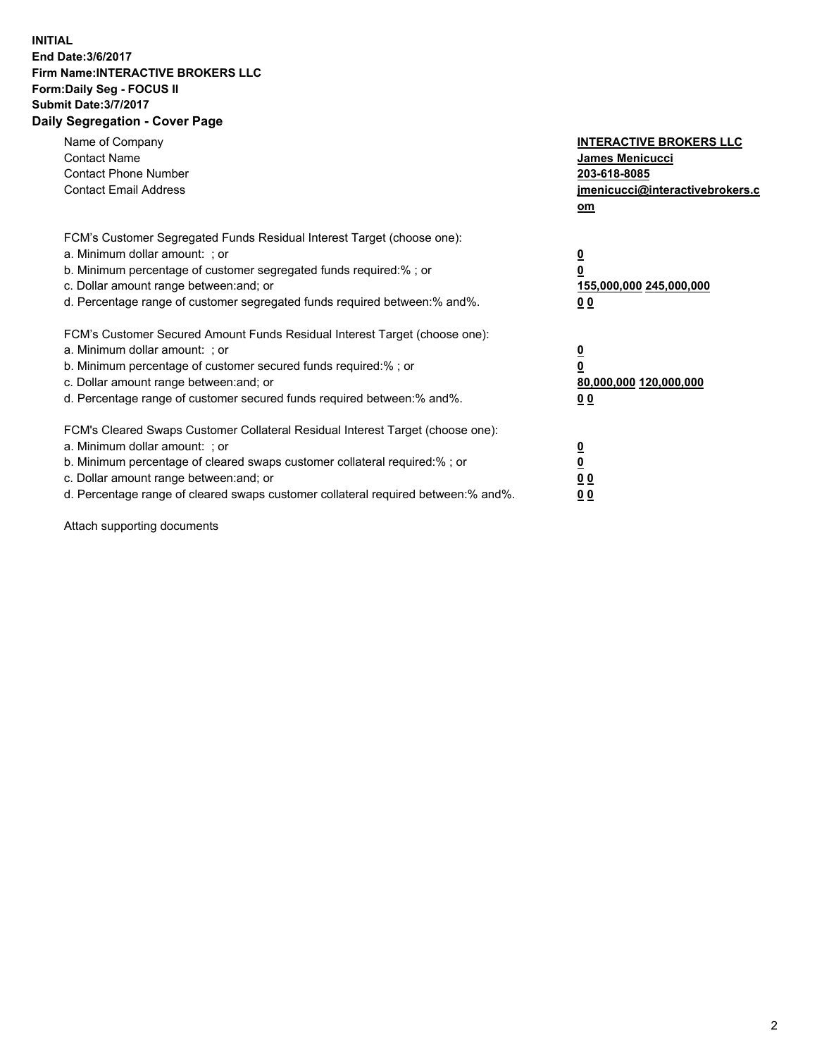**INITIAL**
**End Date:3/6/2017**
**Firm Name:INTERACTIVE BROKERS LLC**
**Form:Daily Seg - FOCUS II**
**Submit Date:3/7/2017**

## Daily Segregation - Cover Page

| | |
|---|---|
| Name of Company | **INTERACTIVE BROKERS LLC** |
| Contact Name | **James Menicucci** |
| Contact Phone Number | **203-618-8085** |
| Contact Email Address | **jmenicucci@interactivebrokers.com** |

FCM's Customer Segregated Funds Residual Interest Target (choose one):

| | |
|---|---|
| a. Minimum dollar amount: ; or | **0** |
| b. Minimum percentage of customer segregated funds required:% ; or | **0** |
| c. Dollar amount range between:and; or | **155,000,000 245,000,000** |
| d. Percentage range of customer segregated funds required between:% and%. | **0 0** |

FCM's Customer Secured Amount Funds Residual Interest Target (choose one):

| | |
|---|---|
| a. Minimum dollar amount: ; or | **0** |
| b. Minimum percentage of customer secured funds required:% ; or | **0** |
| c. Dollar amount range between:and; or | **80,000,000 120,000,000** |
| d. Percentage range of customer secured funds required between:% and%. | **0 0** |

FCM's Cleared Swaps Customer Collateral Residual Interest Target (choose one):

| | |
|---|---|
| a. Minimum dollar amount: ; or | **0** |
| b. Minimum percentage of cleared swaps customer collateral required:% ; or | **0** |
| c. Dollar amount range between:and; or | **0 0** |
| d. Percentage range of cleared swaps customer collateral required between:% and%. | **0 0** |

Attach supporting documents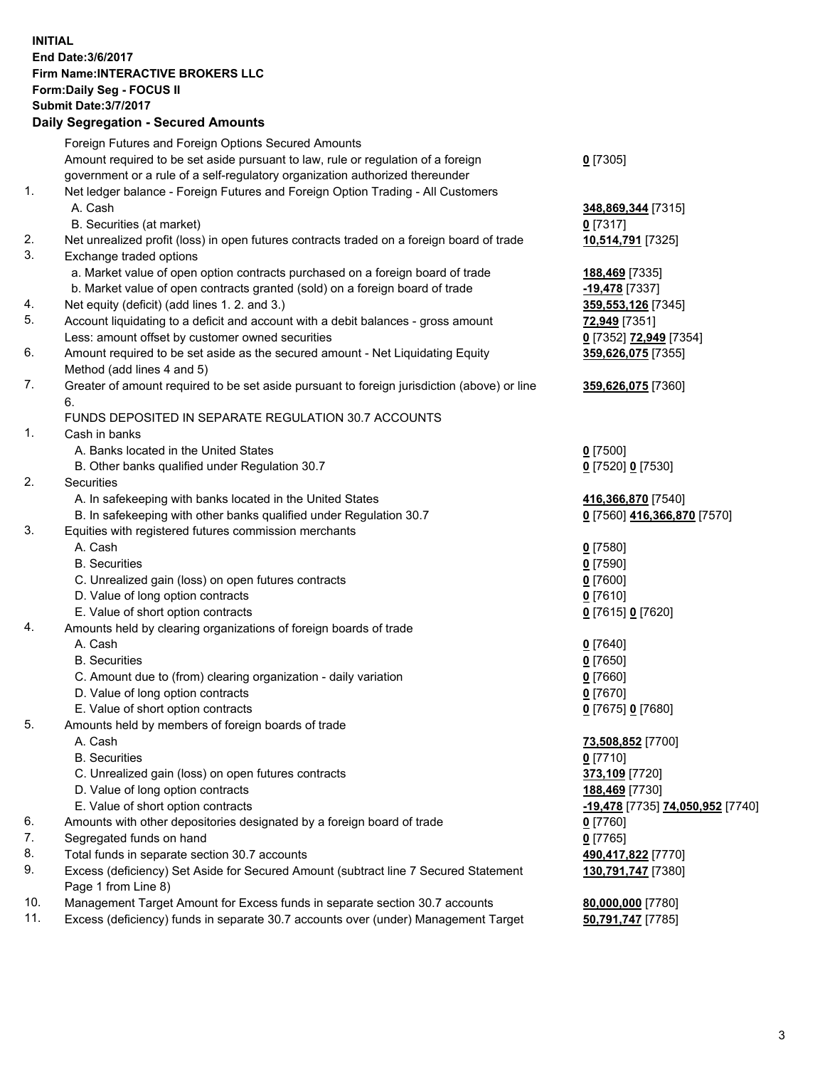**INITIAL**
**End Date:3/6/2017**
**Firm Name:INTERACTIVE BROKERS LLC**
**Form:Daily Seg - FOCUS II**
**Submit Date:3/7/2017**
**Daily Segregation - Secured Amounts**

| | | |
|---|---|---|
| | Foreign Futures and Foreign Options Secured Amounts | |
| | Amount required to be set aside pursuant to law, rule or regulation of a foreign government or a rule of a self-regulatory organization authorized thereunder | **0** [7305] |
| 1. | Net ledger balance - Foreign Futures and Foreign Option Trading - All Customers | |
| | A. Cash | **348,869,344** [7315] |
| | B. Securities (at market) | **0** [7317] |
| 2. | Net unrealized profit (loss) in open futures contracts traded on a foreign board of trade | **10,514,791** [7325] |
| 3. | Exchange traded options | |
| | a. Market value of open option contracts purchased on a foreign board of trade | **188,469** [7335] |
| | b. Market value of open contracts granted (sold) on a foreign board of trade | **-19,478** [7337] |
| 4. | Net equity (deficit) (add lines 1. 2. and 3.) | **359,553,126** [7345] |
| 5. | Account liquidating to a deficit and account with a debit balances - gross amount | **72,949** [7351] |
| | Less: amount offset by customer owned securities | **0** [7352] **72,949** [7354] |
| 6. | Amount required to be set aside as the secured amount - Net Liquidating Equity Method (add lines 4 and 5) | **359,626,075** [7355] |
| 7. | Greater of amount required to be set aside pursuant to foreign jurisdiction (above) or line 6. | **359,626,075** [7360] |
| | FUNDS DEPOSITED IN SEPARATE REGULATION 30.7 ACCOUNTS | |
| 1. | Cash in banks | |
| | A. Banks located in the United States | **0** [7500] |
| | B. Other banks qualified under Regulation 30.7 | **0** [7520] **0** [7530] |
| 2. | Securities | |
| | A. In safekeeping with banks located in the United States | **416,366,870** [7540] |
| | B. In safekeeping with other banks qualified under Regulation 30.7 | **0** [7560] **416,366,870** [7570] |
| 3. | Equities with registered futures commission merchants | |
| | A. Cash | **0** [7580] |
| | B. Securities | **0** [7590] |
| | C. Unrealized gain (loss) on open futures contracts | **0** [7600] |
| | D. Value of long option contracts | **0** [7610] |
| | E. Value of short option contracts | **0** [7615] **0** [7620] |
| 4. | Amounts held by clearing organizations of foreign boards of trade | |
| | A. Cash | **0** [7640] |
| | B. Securities | **0** [7650] |
| | C. Amount due to (from) clearing organization - daily variation | **0** [7660] |
| | D. Value of long option contracts | **0** [7670] |
| | E. Value of short option contracts | **0** [7675] **0** [7680] |
| 5. | Amounts held by members of foreign boards of trade | |
| | A. Cash | **73,508,852** [7700] |
| | B. Securities | **0** [7710] |
| | C. Unrealized gain (loss) on open futures contracts | **373,109** [7720] |
| | D. Value of long option contracts | **188,469** [7730] |
| | E. Value of short option contracts | **-19,478** [7735] **74,050,952** [7740] |
| 6. | Amounts with other depositories designated by a foreign board of trade | **0** [7760] |
| 7. | Segregated funds on hand | **0** [7765] |
| 8. | Total funds in separate section 30.7 accounts | **490,417,822** [7770] |
| 9. | Excess (deficiency) Set Aside for Secured Amount (subtract line 7 Secured Statement Page 1 from Line 8) | **130,791,747** [7380] |
| 10. | Management Target Amount for Excess funds in separate section 30.7 accounts | **80,000,000** [7780] |
| 11. | Excess (deficiency) funds in separate 30.7 accounts over (under) Management Target | **50,791,747** [7785] |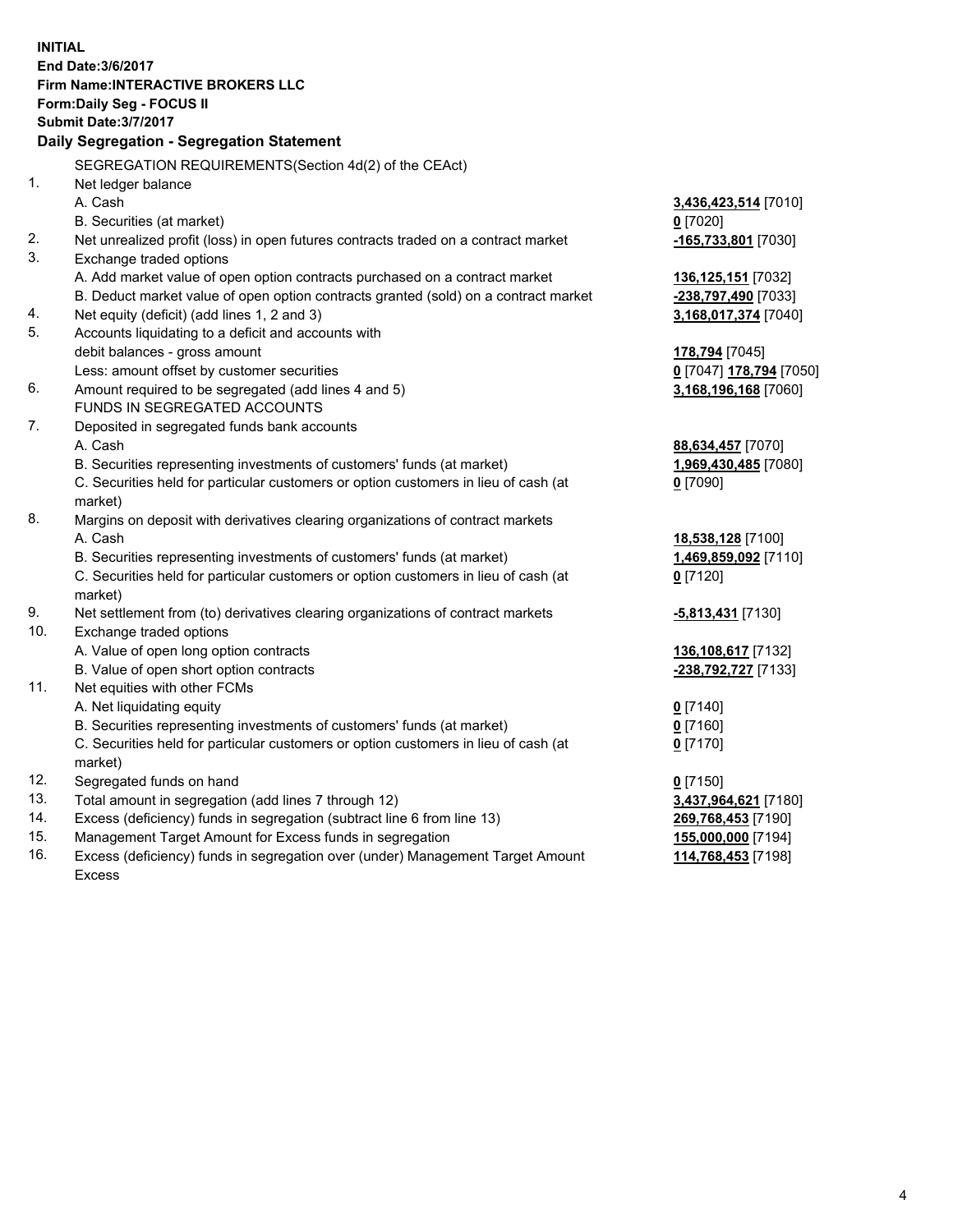**INITIAL**
**End Date:3/6/2017**
**Firm Name:INTERACTIVE BROKERS LLC**
**Form:Daily Seg - FOCUS II**
**Submit Date:3/7/2017**

**Daily Segregation - Segregation Statement**

SEGREGATION REQUIREMENTS(Section 4d(2) of the CEAct)

| | | |
|---|---|---|
| 1. | Net ledger balance | |
| | A. Cash | **3,436,423,514** [7010] |
| | B. Securities (at market) | **0** [7020] |
| 2. | Net unrealized profit (loss) in open futures contracts traded on a contract market | **-165,733,801** [7030] |
| 3. | Exchange traded options | |
| | A. Add market value of open option contracts purchased on a contract market | **136,125,151** [7032] |
| | B. Deduct market value of open option contracts granted (sold) on a contract market | **-238,797,490** [7033] |
| 4. | Net equity (deficit) (add lines 1, 2 and 3) | **3,168,017,374** [7040] |
| 5. | Accounts liquidating to a deficit and accounts with debit balances - gross amount | **178,794** [7045] |
| | Less: amount offset by customer securities | **0** [7047] **178,794** [7050] |
| 6. | Amount required to be segregated (add lines 4 and 5) | **3,168,196,168** [7060] |
| | FUNDS IN SEGREGATED ACCOUNTS | |
| 7. | Deposited in segregated funds bank accounts | |
| | A. Cash | **88,634,457** [7070] |
| | B. Securities representing investments of customers' funds (at market) | **1,969,430,485** [7080] |
| | C. Securities held for particular customers or option customers in lieu of cash (at market) | **0** [7090] |
| 8. | Margins on deposit with derivatives clearing organizations of contract markets | |
| | A. Cash | **18,538,128** [7100] |
| | B. Securities representing investments of customers' funds (at market) | **1,469,859,092** [7110] |
| | C. Securities held for particular customers or option customers in lieu of cash (at market) | **0** [7120] |
| 9. | Net settlement from (to) derivatives clearing organizations of contract markets | **-5,813,431** [7130] |
| 10. | Exchange traded options | |
| | A. Value of open long option contracts | **136,108,617** [7132] |
| | B. Value of open short option contracts | **-238,792,727** [7133] |
| 11. | Net equities with other FCMs | |
| | A. Net liquidating equity | **0** [7140] |
| | B. Securities representing investments of customers' funds (at market) | **0** [7160] |
| | C. Securities held for particular customers or option customers in lieu of cash (at market) | **0** [7170] |
| 12. | Segregated funds on hand | **0** [7150] |
| 13. | Total amount in segregation (add lines 7 through 12) | **3,437,964,621** [7180] |
| 14. | Excess (deficiency) funds in segregation (subtract line 6 from line 13) | **269,768,453** [7190] |
| 15. | Management Target Amount for Excess funds in segregation | **155,000,000** [7194] |
| 16. | Excess (deficiency) funds in segregation over (under) Management Target Amount Excess | **114,768,453** [7198] |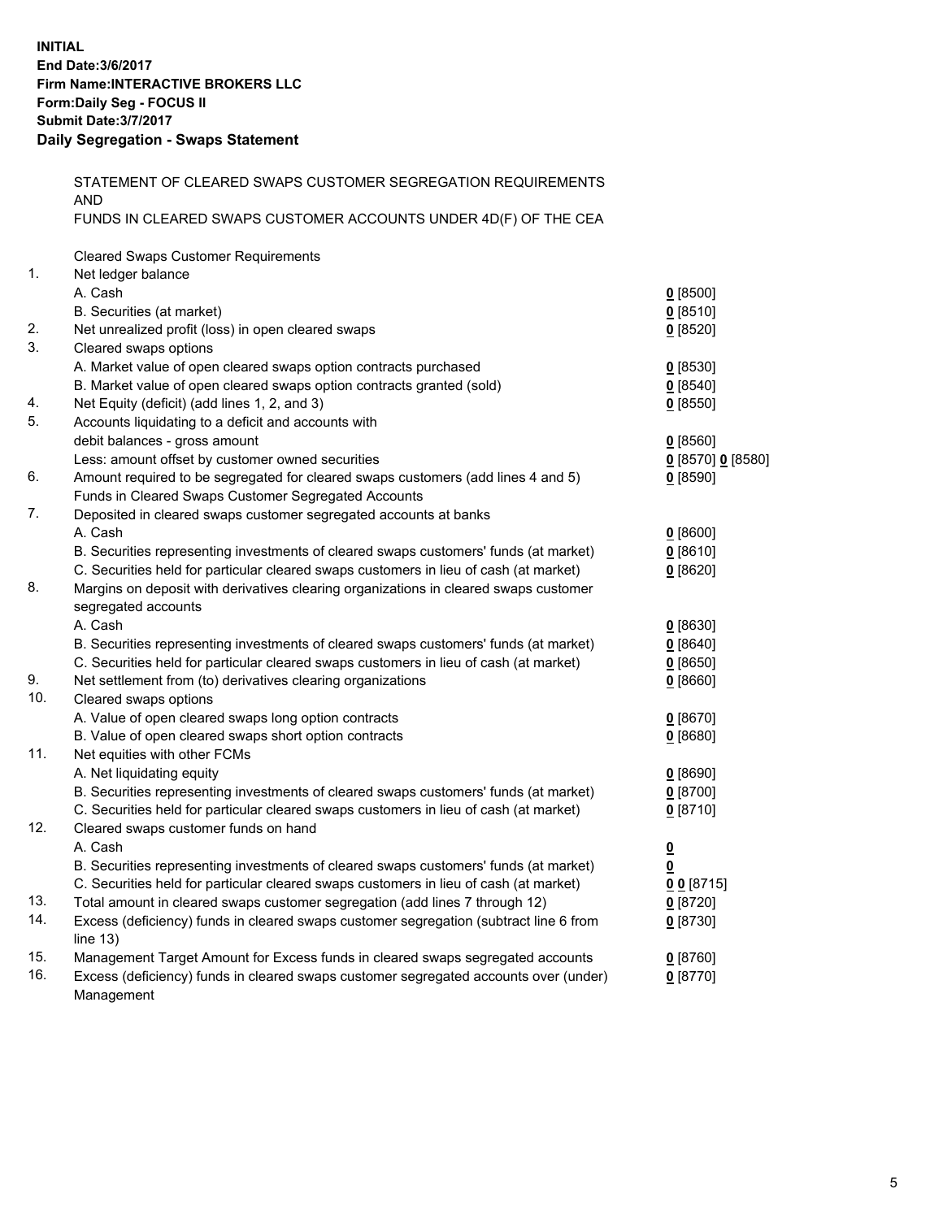**INITIAL**
**End Date:3/6/2017**
**Firm Name:INTERACTIVE BROKERS LLC**
**Form:Daily Seg - FOCUS II**
**Submit Date:3/7/2017**
**Daily Segregation - Swaps Statement**

STATEMENT OF CLEARED SWAPS CUSTOMER SEGREGATION REQUIREMENTS AND FUNDS IN CLEARED SWAPS CUSTOMER ACCOUNTS UNDER 4D(F) OF THE CEA

| | | |
|---|---|---|
| | Cleared Swaps Customer Requirements | |
| 1. | Net ledger balance | |
| | A. Cash | **0** [8500] |
| | B. Securities (at market) | **0** [8510] |
| 2. | Net unrealized profit (loss) in open cleared swaps | **0** [8520] |
| 3. | Cleared swaps options | |
| | A. Market value of open cleared swaps option contracts purchased | **0** [8530] |
| | B. Market value of open cleared swaps option contracts granted (sold) | **0** [8540] |
| 4. | Net Equity (deficit) (add lines 1, 2, and 3) | **0** [8550] |
| 5. | Accounts liquidating to a deficit and accounts with | |
| | debit balances - gross amount | **0** [8560] |
| | Less: amount offset by customer owned securities | **0** [8570] **0** [8580] |
| 6. | Amount required to be segregated for cleared swaps customers (add lines 4 and 5) | **0** [8590] |
| | Funds in Cleared Swaps Customer Segregated Accounts | |
| 7. | Deposited in cleared swaps customer segregated accounts at banks | |
| | A. Cash | **0** [8600] |
| | B. Securities representing investments of cleared swaps customers' funds (at market) | **0** [8610] |
| | C. Securities held for particular cleared swaps customers in lieu of cash (at market) | **0** [8620] |
| 8. | Margins on deposit with derivatives clearing organizations in cleared swaps customer segregated accounts | |
| | A. Cash | **0** [8630] |
| | B. Securities representing investments of cleared swaps customers' funds (at market) | **0** [8640] |
| | C. Securities held for particular cleared swaps customers in lieu of cash (at market) | **0** [8650] |
| 9. | Net settlement from (to) derivatives clearing organizations | **0** [8660] |
| 10. | Cleared swaps options | |
| | A. Value of open cleared swaps long option contracts | **0** [8670] |
| | B. Value of open cleared swaps short option contracts | **0** [8680] |
| 11. | Net equities with other FCMs | |
| | A. Net liquidating equity | **0** [8690] |
| | B. Securities representing investments of cleared swaps customers' funds (at market) | **0** [8700] |
| | C. Securities held for particular cleared swaps customers in lieu of cash (at market) | **0** [8710] |
| 12. | Cleared swaps customer funds on hand | |
| | A. Cash | **0** |
| | B. Securities representing investments of cleared swaps customers' funds (at market) | **0** |
| | C. Securities held for particular cleared swaps customers in lieu of cash (at market) | **0** **0** [8715] |
| 13. | Total amount in cleared swaps customer segregation (add lines 7 through 12) | **0** [8720] |
| 14. | Excess (deficiency) funds in cleared swaps customer segregation (subtract line 6 from line 13) | **0** [8730] |
| 15. | Management Target Amount for Excess funds in cleared swaps segregated accounts | **0** [8760] |
| 16. | Excess (deficiency) funds in cleared swaps customer segregated accounts over (under) Management | **0** [8770] |